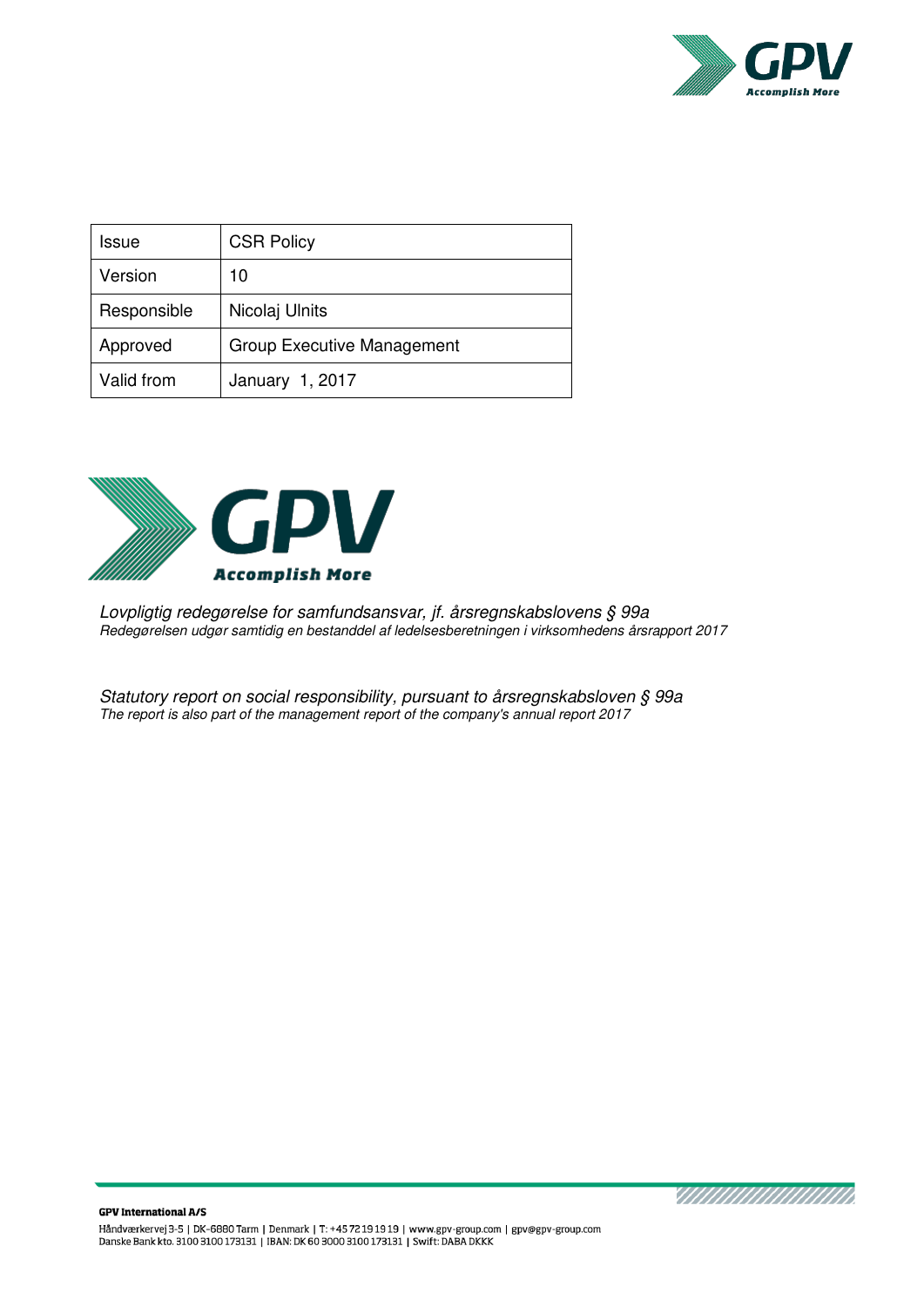| Issue | CSR Policy |
| --- | --- |
| Version | 10 |
| Responsible | Nicolaj Ulnits |
| Approved | Group Executive Management |
| Valid from | January 1, 2017 |

*Lovpligtig redegørelse for samfundsansvar, jf. årsregnskabslovens § 99a*
*Redegørelsen udgør samtidig en bestanddel af ledelsesberetningen i virksomhedens årsrapport 2017*

*Statutory report on social responsibility, pursuant to årsregnskabsloven § 99a*
*The report is also part of the management report of the company's annual report 2017*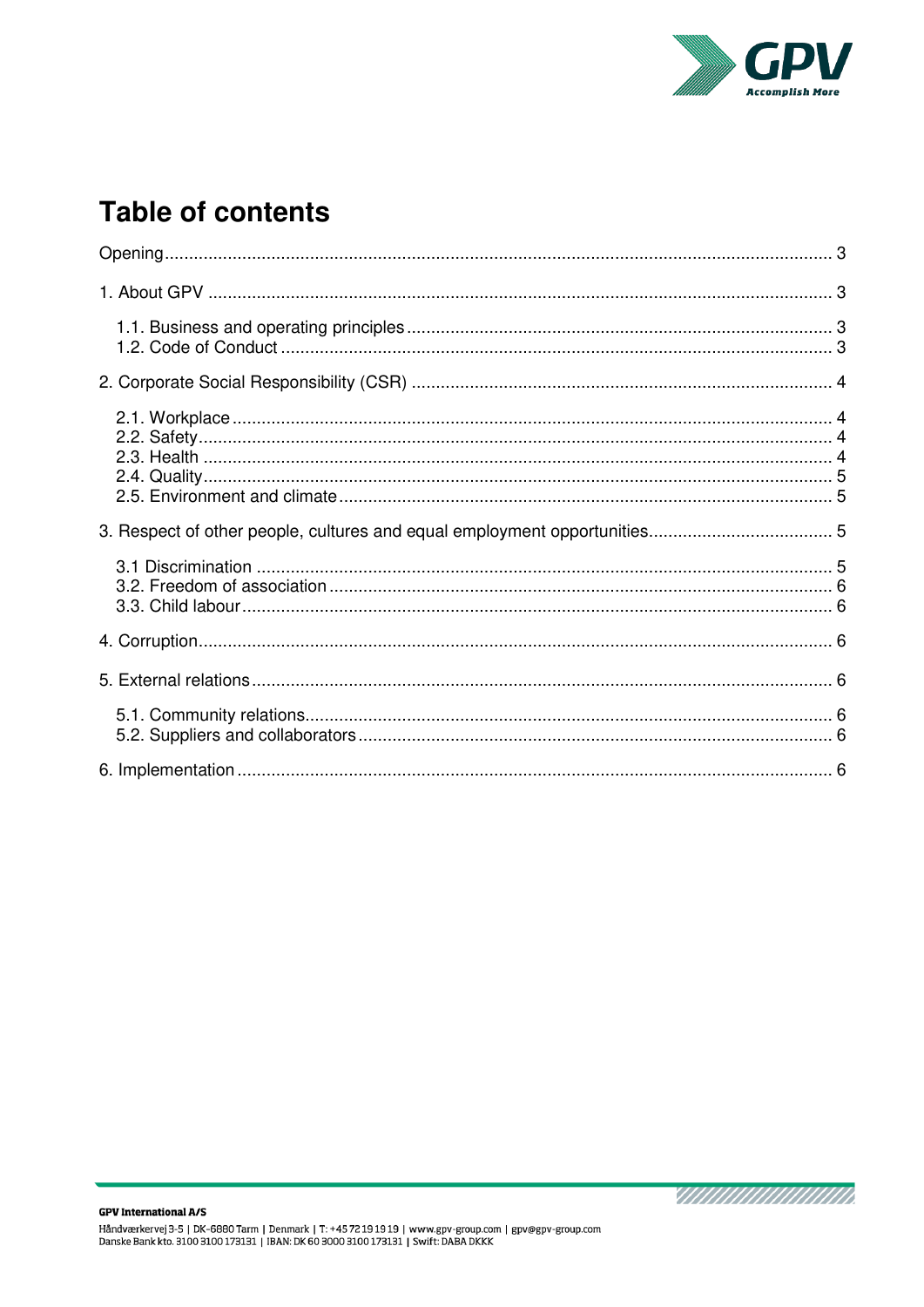# Table of contents

Opening ........................................................................................................................................ 3

1. About GPV ................................................................................................................................ 3

    1.1. Business and operating principles ...................................................................................... 3
    1.2. Code of Conduct ................................................................................................................ 3

2. Corporate Social Responsibility (CSR) ..................................................................................... 4

    2.1. Workplace .......................................................................................................................... 4
    2.2. Safety................................................................................................................................. 4
    2.3. Health ................................................................................................................................ 4
    2.4. Quality................................................................................................................................ 5
    2.5. Environment and climate .................................................................................................... 5

3. Respect of other people, cultures and equal employment opportunities..................................... 5

    3.1 Discrimination ...................................................................................................................... 5
    3.2. Freedom of association ...................................................................................................... 6
    3.3. Child labour ........................................................................................................................ 6

4. Corruption................................................................................................................................. 6

5. External relations ...................................................................................................................... 6

    5.1. Community relations............................................................................................................ 6
    5.2. Suppliers and collaborators ................................................................................................ 6

6. Implementation ......................................................................................................................... 6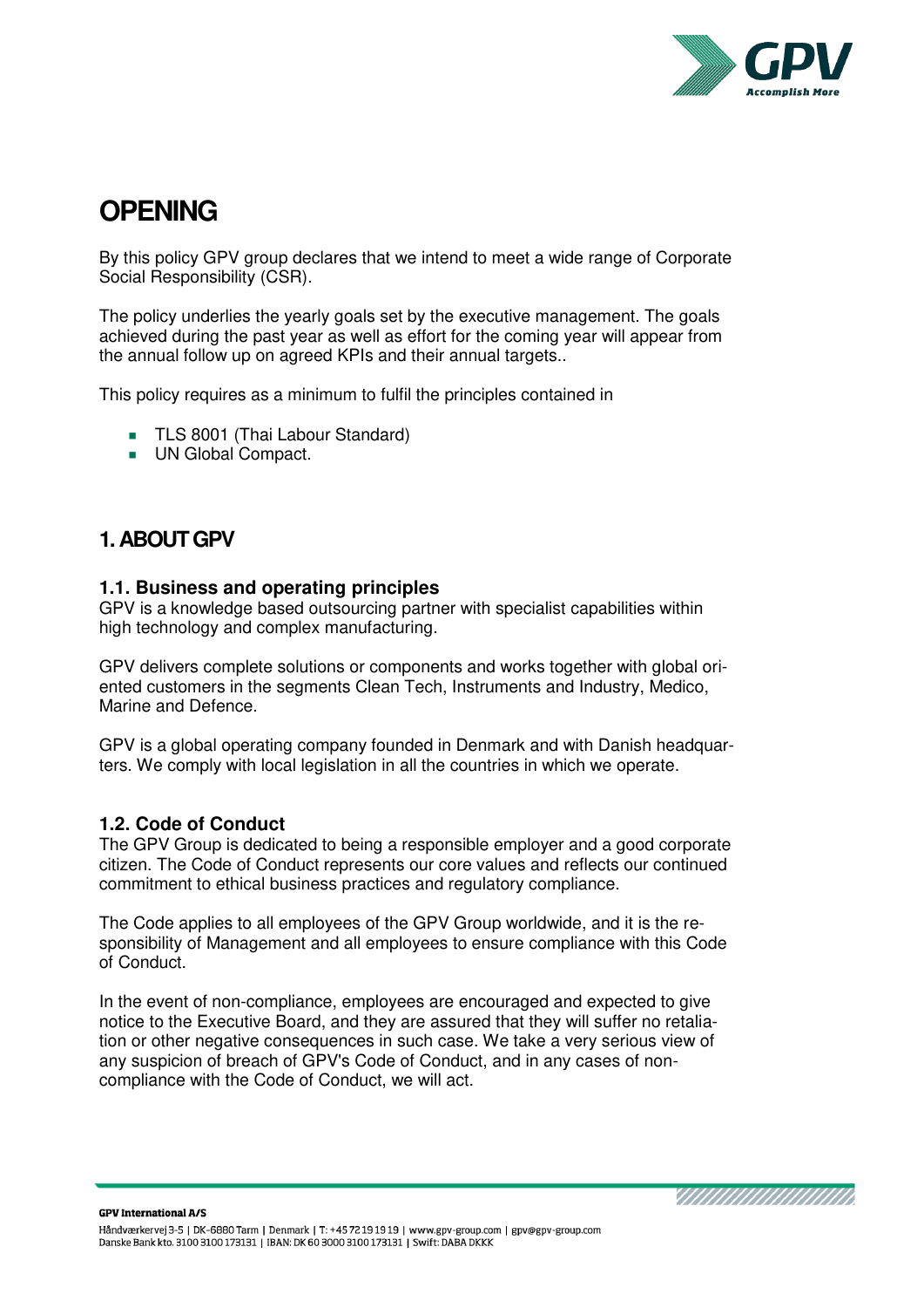# OPENING

By this policy GPV group declares that we intend to meet a wide range of Corporate Social Responsibility (CSR).

The policy underlies the yearly goals set by the executive management. The goals achieved during the past year as well as effort for the coming year will appear from the annual follow up on agreed KPIs and their annual targets..

This policy requires as a minimum to fulfil the principles contained in

- TLS 8001 (Thai Labour Standard)
- UN Global Compact.

# 1. ABOUT GPV

## 1.1. Business and operating principles

GPV is a knowledge based outsourcing partner with specialist capabilities within high technology and complex manufacturing.

GPV delivers complete solutions or components and works together with global oriented customers in the segments Clean Tech, Instruments and Industry, Medico, Marine and Defence.

GPV is a global operating company founded in Denmark and with Danish headquarters. We comply with local legislation in all the countries in which we operate.

## 1.2. Code of Conduct

The GPV Group is dedicated to being a responsible employer and a good corporate citizen. The Code of Conduct represents our core values and reflects our continued commitment to ethical business practices and regulatory compliance.

The Code applies to all employees of the GPV Group worldwide, and it is the responsibility of Management and all employees to ensure compliance with this Code of Conduct.

In the event of non-compliance, employees are encouraged and expected to give notice to the Executive Board, and they are assured that they will suffer no retaliation or other negative consequences in such case. We take a very serious view of any suspicion of breach of GPV's Code of Conduct, and in any cases of non-compliance with the Code of Conduct, we will act.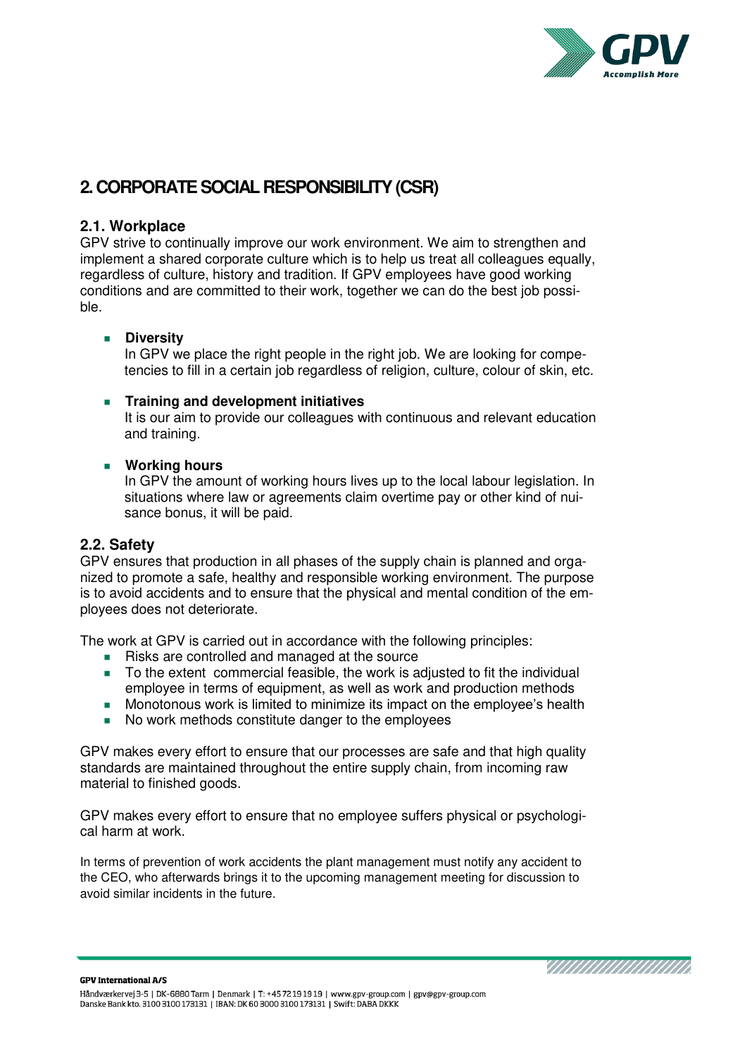# 2. CORPORATE SOCIAL RESPONSIBILITY (CSR)

## 2.1. Workplace

GPV strive to continually improve our work environment. We aim to strengthen and implement a shared corporate culture which is to help us treat all colleagues equally, regardless of culture, history and tradition. If GPV employees have good working conditions and are committed to their work, together we can do the best job possible.

- **Diversity**
  In GPV we place the right people in the right job. We are looking for competencies to fill in a certain job regardless of religion, culture, colour of skin, etc.

- **Training and development initiatives**
  It is our aim to provide our colleagues with continuous and relevant education and training.

- **Working hours**
  In GPV the amount of working hours lives up to the local labour legislation. In situations where law or agreements claim overtime pay or other kind of nuisance bonus, it will be paid.

## 2.2. Safety

GPV ensures that production in all phases of the supply chain is planned and organized to promote a safe, healthy and responsible working environment. The purpose is to avoid accidents and to ensure that the physical and mental condition of the employees does not deteriorate.

The work at GPV is carried out in accordance with the following principles:

- Risks are controlled and managed at the source
- To the extent commercial feasible, the work is adjusted to fit the individual employee in terms of equipment, as well as work and production methods
- Monotonous work is limited to minimize its impact on the employee's health
- No work methods constitute danger to the employees

GPV makes every effort to ensure that our processes are safe and that high quality standards are maintained throughout the entire supply chain, from incoming raw material to finished goods.

GPV makes every effort to ensure that no employee suffers physical or psychological harm at work.

In terms of prevention of work accidents the plant management must notify any accident to the CEO, who afterwards brings it to the upcoming management meeting for discussion to avoid similar incidents in the future.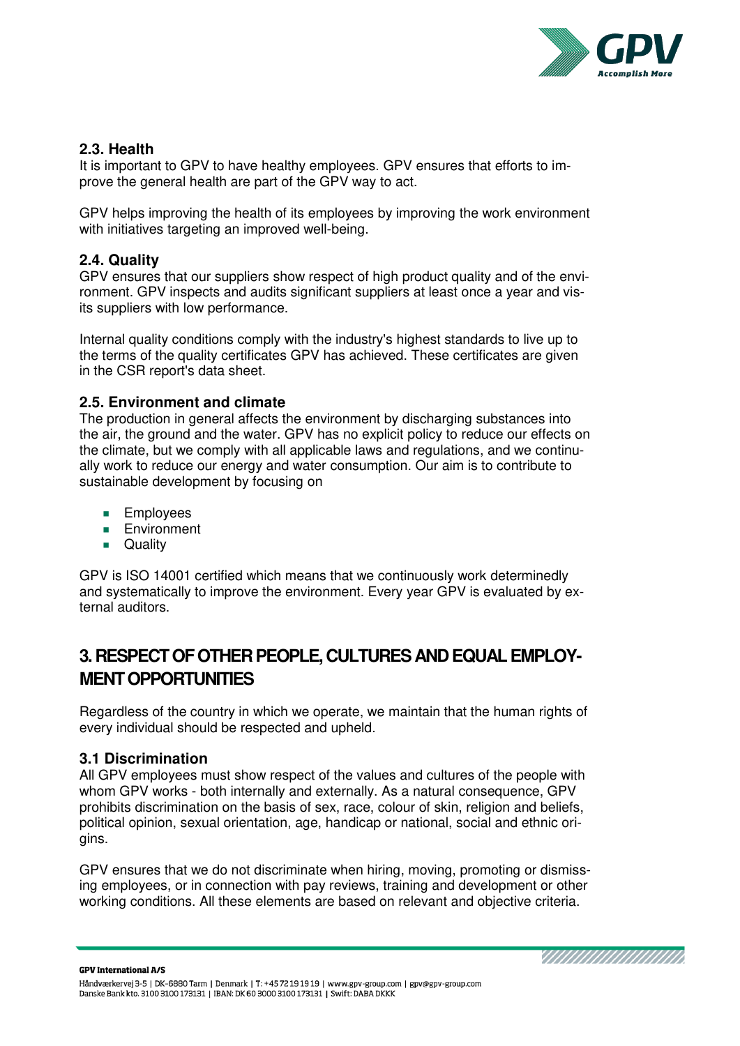### 2.3. Health

It is important to GPV to have healthy employees. GPV ensures that efforts to improve the general health are part of the GPV way to act.

GPV helps improving the health of its employees by improving the work environment with initiatives targeting an improved well-being.

### 2.4. Quality

GPV ensures that our suppliers show respect of high product quality and of the environment. GPV inspects and audits significant suppliers at least once a year and visits its suppliers with low performance.

Internal quality conditions comply with the industry's highest standards to live up to the terms of the quality certificates GPV has achieved. These certificates are given in the CSR report's data sheet.

### 2.5. Environment and climate

The production in general affects the environment by discharging substances into the air, the ground and the water. GPV has no explicit policy to reduce our effects on the climate, but we comply with all applicable laws and regulations, and we continually work to reduce our energy and water consumption. Our aim is to contribute to sustainable development by focusing on

- Employees
- Environment
- Quality

GPV is ISO 14001 certified which means that we continuously work determinedly and systematically to improve the environment. Every year GPV is evaluated by external auditors.

## 3. RESPECT OF OTHER PEOPLE, CULTURES AND EQUAL EMPLOYMENT OPPORTUNITIES

Regardless of the country in which we operate, we maintain that the human rights of every individual should be respected and upheld.

### 3.1 Discrimination

All GPV employees must show respect of the values and cultures of the people with whom GPV works - both internally and externally. As a natural consequence, GPV prohibits discrimination on the basis of sex, race, colour of skin, religion and beliefs, political opinion, sexual orientation, age, handicap or national, social and ethnic origins.

GPV ensures that we do not discriminate when hiring, moving, promoting or dismissing employees, or in connection with pay reviews, training and development or other working conditions. All these elements are based on relevant and objective criteria.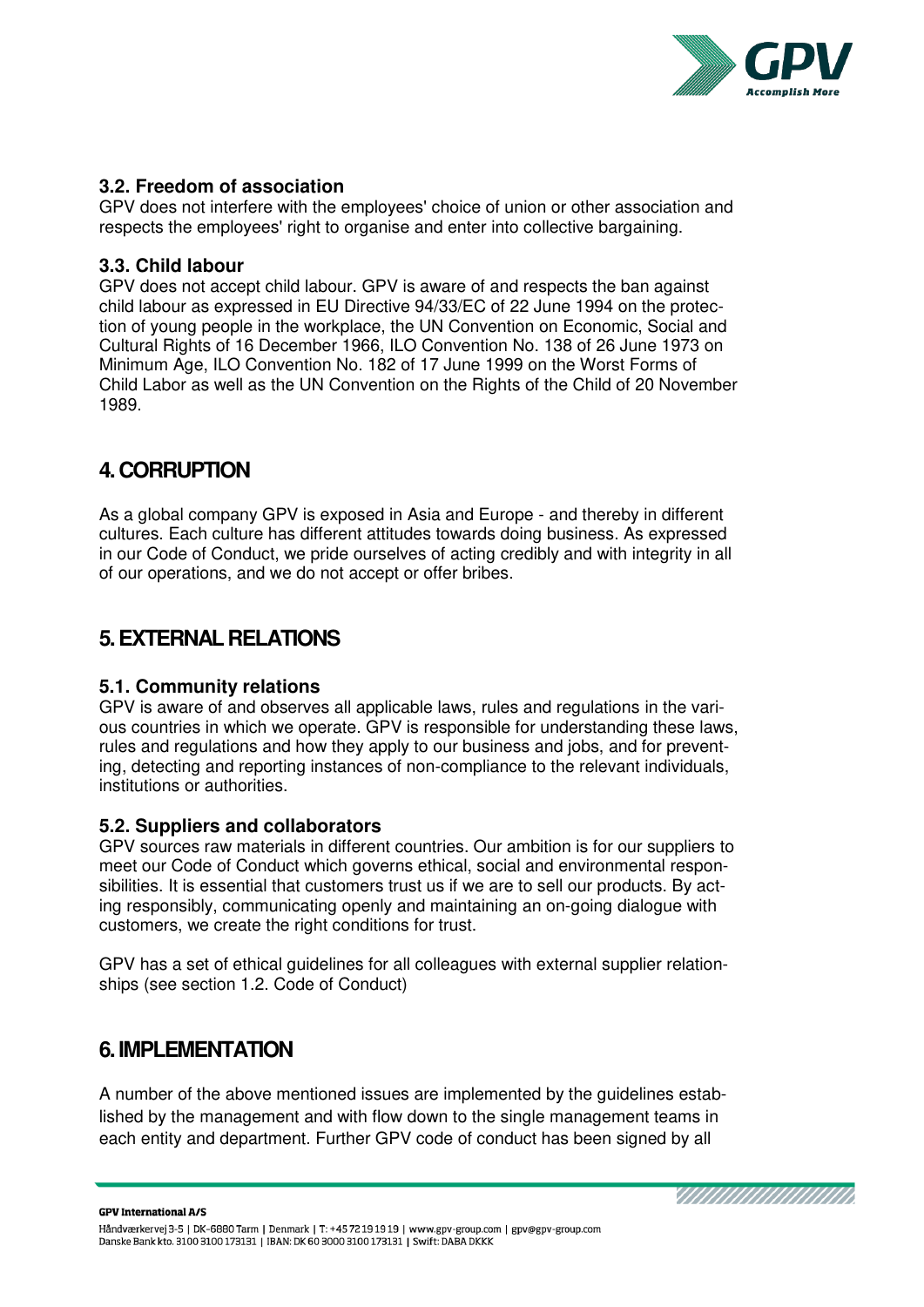### 3.2. Freedom of association

GPV does not interfere with the employees' choice of union or other association and respects the employees' right to organise and enter into collective bargaining.

### 3.3. Child labour

GPV does not accept child labour. GPV is aware of and respects the ban against child labour as expressed in EU Directive 94/33/EC of 22 June 1994 on the protection of young people in the workplace, the UN Convention on Economic, Social and Cultural Rights of 16 December 1966, ILO Convention No. 138 of 26 June 1973 on Minimum Age, ILO Convention No. 182 of 17 June 1999 on the Worst Forms of Child Labor as well as the UN Convention on the Rights of the Child of 20 November 1989.

## 4. CORRUPTION

As a global company GPV is exposed in Asia and Europe - and thereby in different cultures. Each culture has different attitudes towards doing business. As expressed in our Code of Conduct, we pride ourselves of acting credibly and with integrity in all of our operations, and we do not accept or offer bribes.

## 5. EXTERNAL RELATIONS

### 5.1. Community relations

GPV is aware of and observes all applicable laws, rules and regulations in the various countries in which we operate. GPV is responsible for understanding these laws, rules and regulations and how they apply to our business and jobs, and for preventing, detecting and reporting instances of non-compliance to the relevant individuals, institutions or authorities.

### 5.2. Suppliers and collaborators

GPV sources raw materials in different countries. Our ambition is for our suppliers to meet our Code of Conduct which governs ethical, social and environmental responsibilities. It is essential that customers trust us if we are to sell our products. By acting responsibly, communicating openly and maintaining an on-going dialogue with customers, we create the right conditions for trust.

GPV has a set of ethical guidelines for all colleagues with external supplier relationships (see section 1.2. Code of Conduct)

## 6. IMPLEMENTATION

A number of the above mentioned issues are implemented by the guidelines established by the management and with flow down to the single management teams in each entity and department. Further GPV code of conduct has been signed by all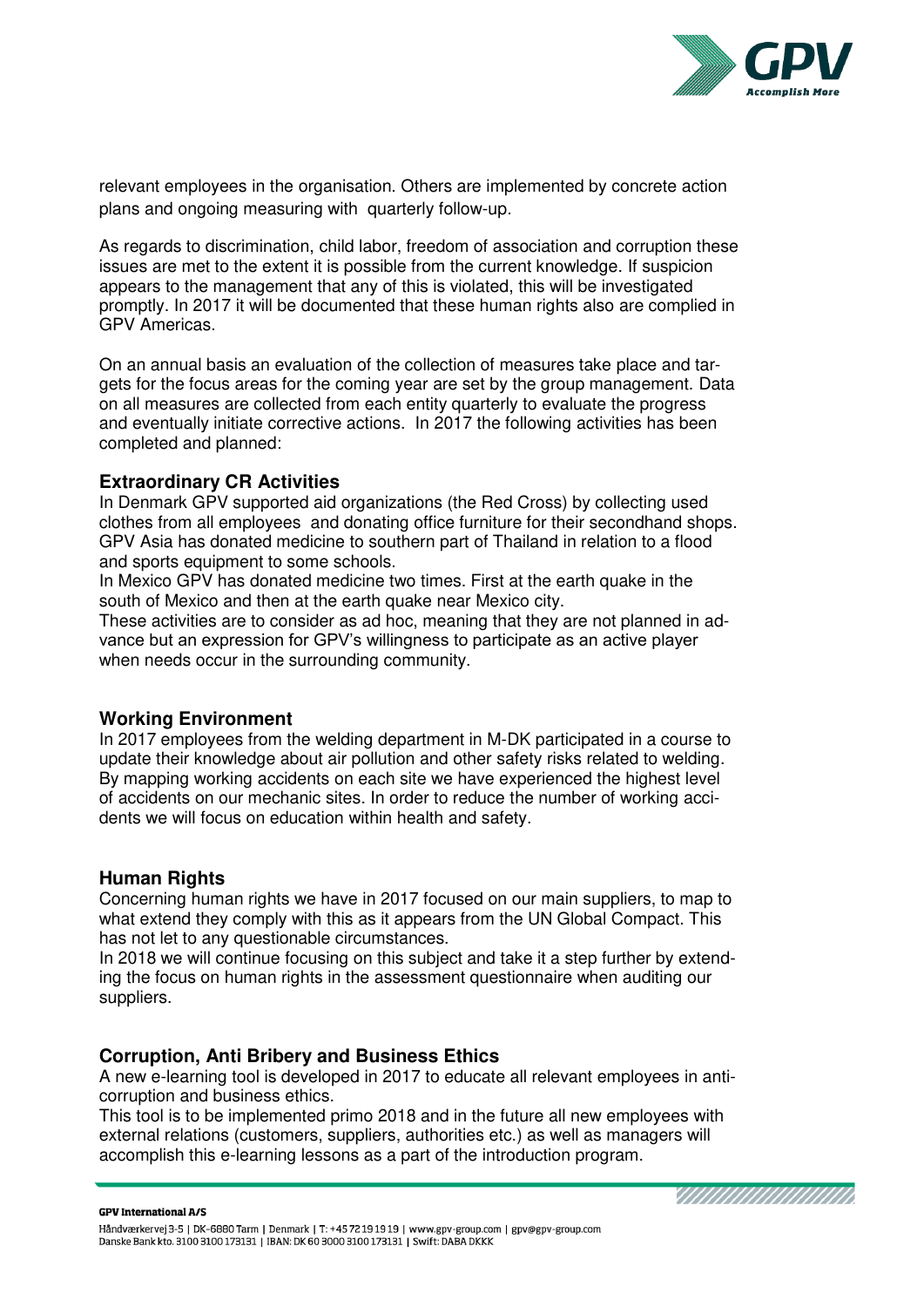relevant employees in the organisation. Others are implemented by concrete action plans and ongoing measuring with quarterly follow-up.

As regards to discrimination, child labor, freedom of association and corruption these issues are met to the extent it is possible from the current knowledge. If suspicion appears to the management that any of this is violated, this will be investigated promptly. In 2017 it will be documented that these human rights also are complied in GPV Americas.

On an annual basis an evaluation of the collection of measures take place and targets for the focus areas for the coming year are set by the group management. Data on all measures are collected from each entity quarterly to evaluate the progress and eventually initiate corrective actions. In 2017 the following activities has been completed and planned:

### Extraordinary CR Activities

In Denmark GPV supported aid organizations (the Red Cross) by collecting used clothes from all employees and donating office furniture for their secondhand shops. GPV Asia has donated medicine to southern part of Thailand in relation to a flood and sports equipment to some schools.
In Mexico GPV has donated medicine two times. First at the earth quake in the south of Mexico and then at the earth quake near Mexico city.
These activities are to consider as ad hoc, meaning that they are not planned in advance but an expression for GPV's willingness to participate as an active player when needs occur in the surrounding community.

### Working Environment

In 2017 employees from the welding department in M-DK participated in a course to update their knowledge about air pollution and other safety risks related to welding. By mapping working accidents on each site we have experienced the highest level of accidents on our mechanic sites. In order to reduce the number of working accidents we will focus on education within health and safety.

### Human Rights

Concerning human rights we have in 2017 focused on our main suppliers, to map to what extend they comply with this as it appears from the UN Global Compact. This has not let to any questionable circumstances.
In 2018 we will continue focusing on this subject and take it a step further by extending the focus on human rights in the assessment questionnaire when auditing our suppliers.

### Corruption, Anti Bribery and Business Ethics

A new e-learning tool is developed in 2017 to educate all relevant employees in anti-corruption and business ethics.
This tool is to be implemented primo 2018 and in the future all new employees with external relations (customers, suppliers, authorities etc.) as well as managers will accomplish this e-learning lessons as a part of the introduction program.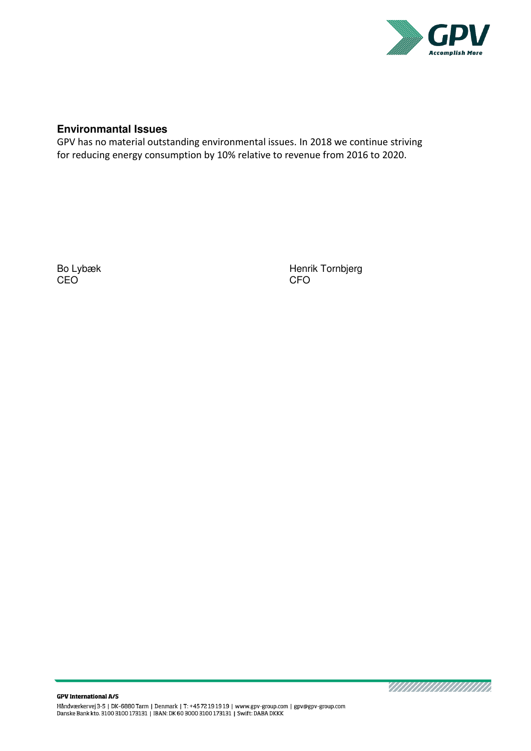**Environmantal Issues**

GPV has no material outstanding environmental issues. In 2018 we continue striving for reducing energy consumption by 10% relative to revenue from 2016 to 2020.

Bo Lybæk
CEO

Henrik Tornbjerg
CFO